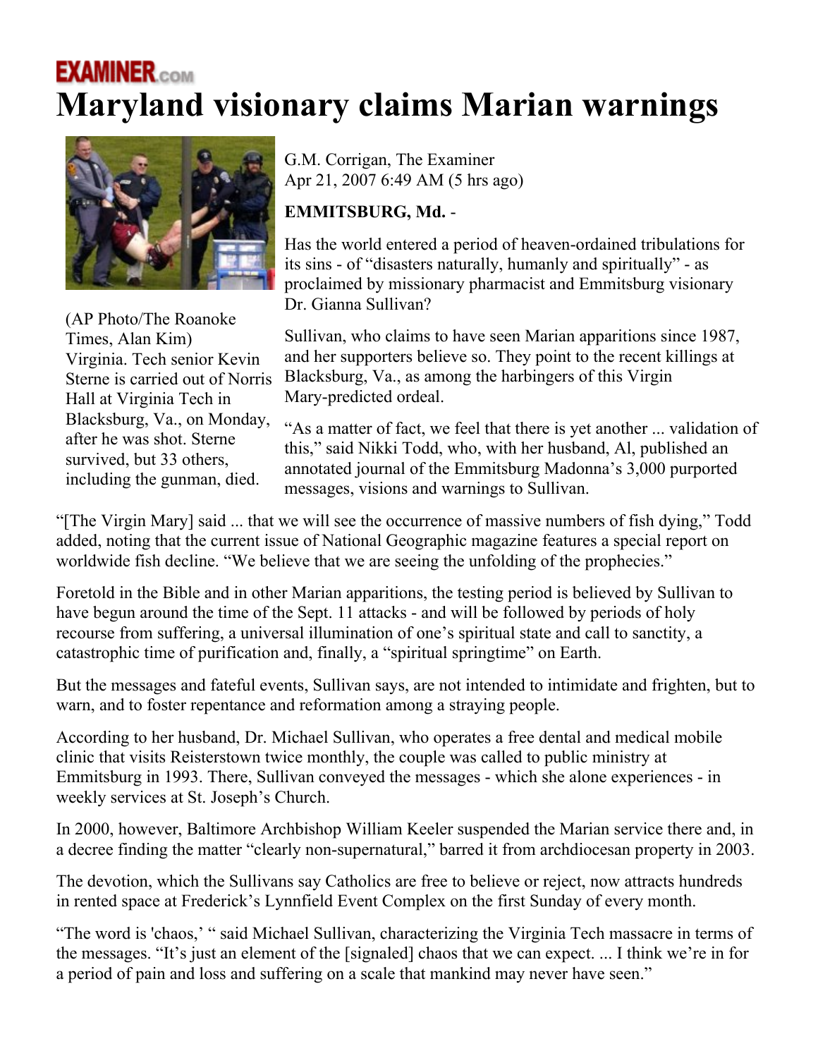EXAMINER.COM

# Maryland visionary claims Marian warnings

(AP Photo/The Roanoke Times, Alan Kim) Virginia. Tech senior Kevin Sterne is carried out of Norris Hall at Virginia Tech in Blacksburg, Va., on Monday, after he was shot. Sterne survived, but 33 others, including the gunman, died.

G.M. Corrigan, The Examiner
Apr 21, 2007 6:49 AM (5 hrs ago)

**EMMITSBURG, Md.** -

Has the world entered a period of heaven-ordained tribulations for its sins - of "disasters naturally, humanly and spiritually" - as proclaimed by missionary pharmacist and Emmitsburg visionary Dr. Gianna Sullivan?

Sullivan, who claims to have seen Marian apparitions since 1987, and her supporters believe so. They point to the recent killings at Blacksburg, Va., as among the harbingers of this Virgin Mary-predicted ordeal.

"As a matter of fact, we feel that there is yet another ... validation of this," said Nikki Todd, who, with her husband, Al, published an annotated journal of the Emmitsburg Madonna's 3,000 purported messages, visions and warnings to Sullivan.

"[The Virgin Mary] said ... that we will see the occurrence of massive numbers of fish dying," Todd added, noting that the current issue of National Geographic magazine features a special report on worldwide fish decline. "We believe that we are seeing the unfolding of the prophecies."

Foretold in the Bible and in other Marian apparitions, the testing period is believed by Sullivan to have begun around the time of the Sept. 11 attacks - and will be followed by periods of holy recourse from suffering, a universal illumination of one's spiritual state and call to sanctity, a catastrophic time of purification and, finally, a "spiritual springtime" on Earth.

But the messages and fateful events, Sullivan says, are not intended to intimidate and frighten, but to warn, and to foster repentance and reformation among a straying people.

According to her husband, Dr. Michael Sullivan, who operates a free dental and medical mobile clinic that visits Reisterstown twice monthly, the couple was called to public ministry at Emmitsburg in 1993. There, Sullivan conveyed the messages - which she alone experiences - in weekly services at St. Joseph's Church.

In 2000, however, Baltimore Archbishop William Keeler suspended the Marian service there and, in a decree finding the matter "clearly non-supernatural," barred it from archdiocesan property in 2003.

The devotion, which the Sullivans say Catholics are free to believe or reject, now attracts hundreds in rented space at Frederick's Lynnfield Event Complex on the first Sunday of every month.

"The word is 'chaos,' " said Michael Sullivan, characterizing the Virginia Tech massacre in terms of the messages. "It's just an element of the [signaled] chaos that we can expect. ... I think we're in for a period of pain and loss and suffering on a scale that mankind may never have seen."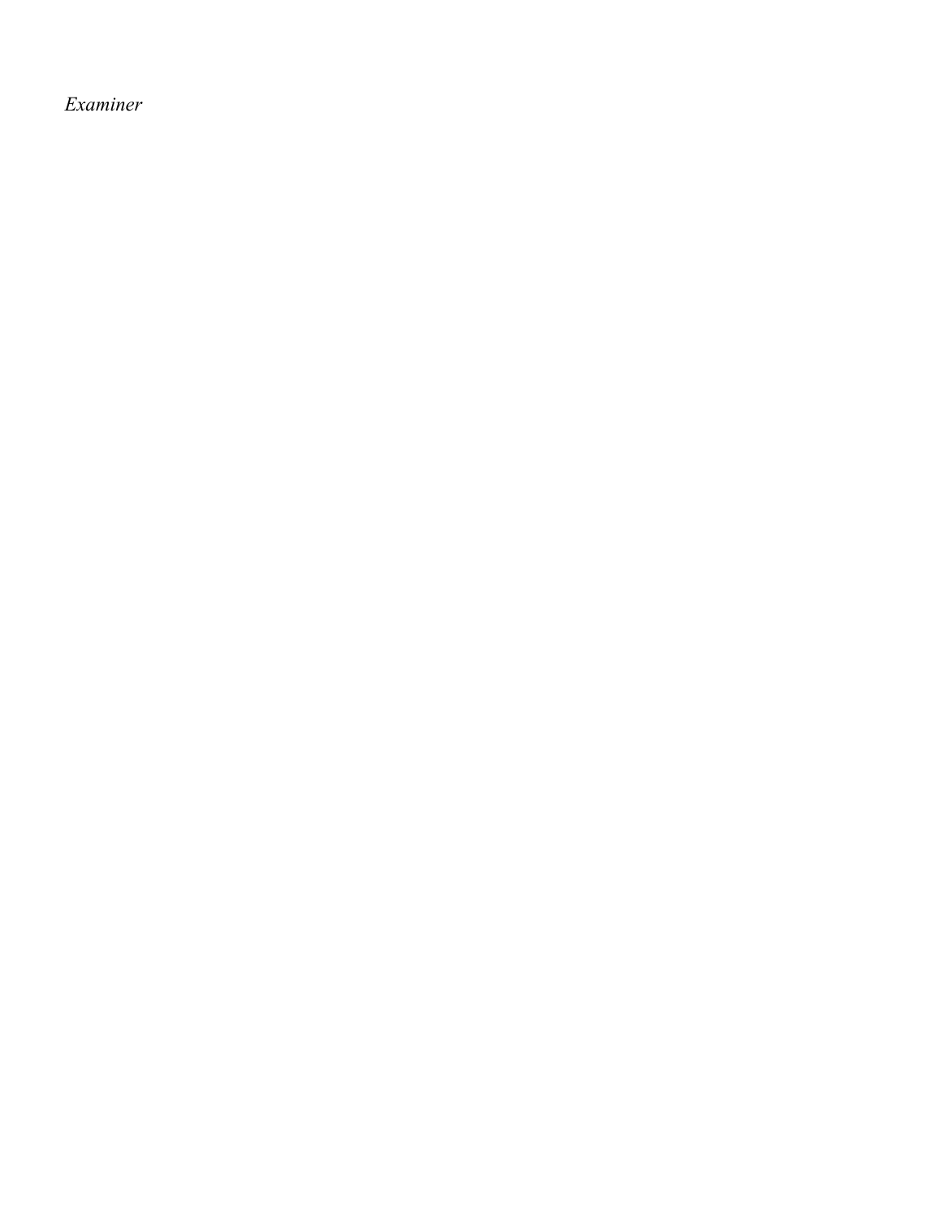*Examiner*